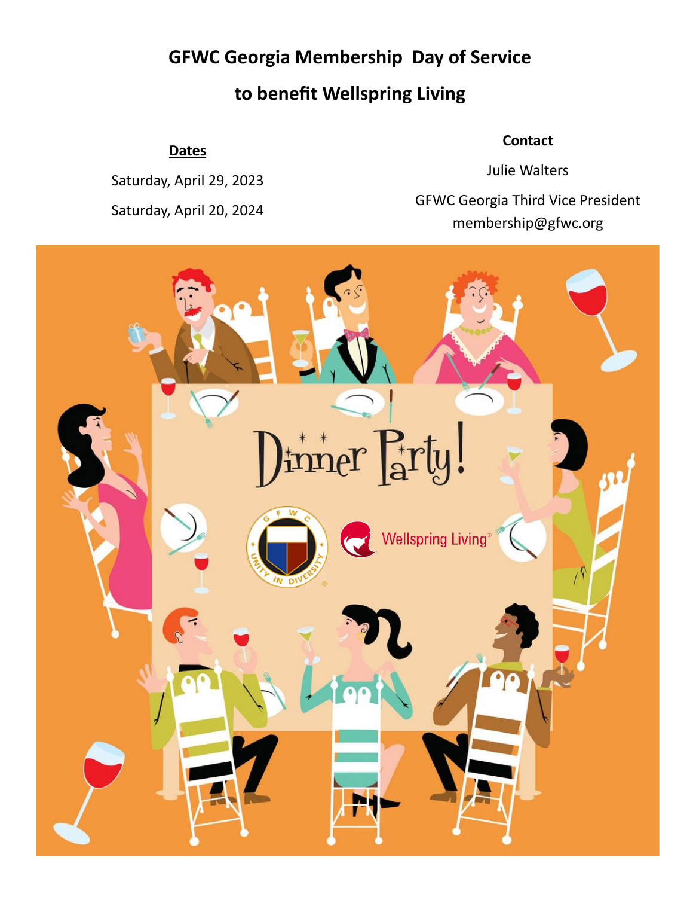# GFWC Georgia Membership Day of Service

## to benefit Wellspring Living

**Dates**

Saturday, April 29, 2023

Saturday, April 20, 2024

**Contact**

Julie Walters

GFWC Georgia Third Vice President

membership@gfwc.org

Dinner Party!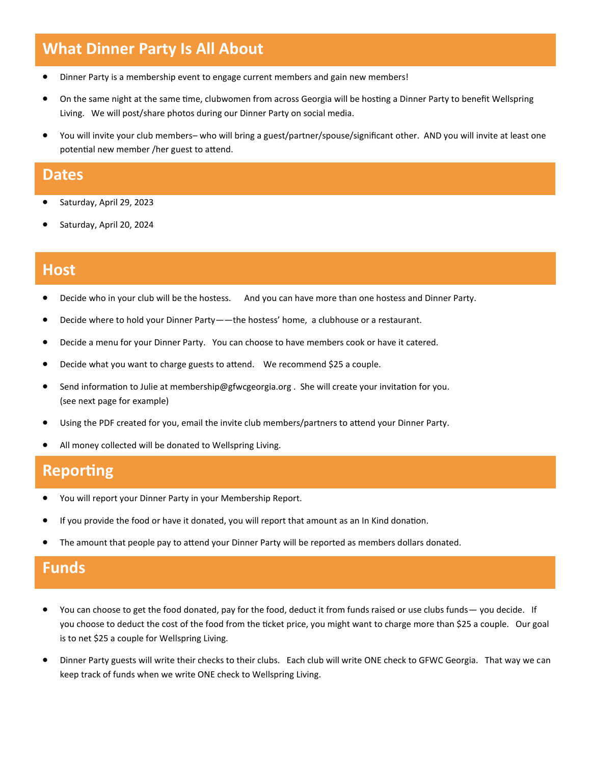## What Dinner Party Is All About

- Dinner Party is a membership event to engage current members and gain new members!
- On the same night at the same time, clubwomen from across Georgia will be hosting a Dinner Party to benefit Wellspring Living. We will post/share photos during our Dinner Party on social media.
- You will invite your club members– who will bring a guest/partner/spouse/significant other. AND you will invite at least one potential new member /her guest to attend.

## Dates

- Saturday, April 29, 2023
- Saturday, April 20, 2024

## Host

- Decide who in your club will be the hostess. And you can have more than one hostess and Dinner Party.
- Decide where to hold your Dinner Party——the hostess' home, a clubhouse or a restaurant.
- Decide a menu for your Dinner Party. You can choose to have members cook or have it catered.
- Decide what you want to charge guests to attend. We recommend $25 a couple.
- Send information to Julie at membership@gfwcgeorgia.org . She will create your invitation for you. (see next page for example)
- Using the PDF created for you, email the invite club members/partners to attend your Dinner Party.
- All money collected will be donated to Wellspring Living.

## Reporting

- You will report your Dinner Party in your Membership Report.
- If you provide the food or have it donated, you will report that amount as an In Kind donation.
- The amount that people pay to attend your Dinner Party will be reported as members dollars donated.

## Funds

- You can choose to get the food donated, pay for the food, deduct it from funds raised or use clubs funds— you decide. If you choose to deduct the cost of the food from the ticket price, you might want to charge more than $25 a couple. Our goal is to net $25 a couple for Wellspring Living.
- Dinner Party guests will write their checks to their clubs. Each club will write ONE check to GFWC Georgia. That way we can keep track of funds when we write ONE check to Wellspring Living.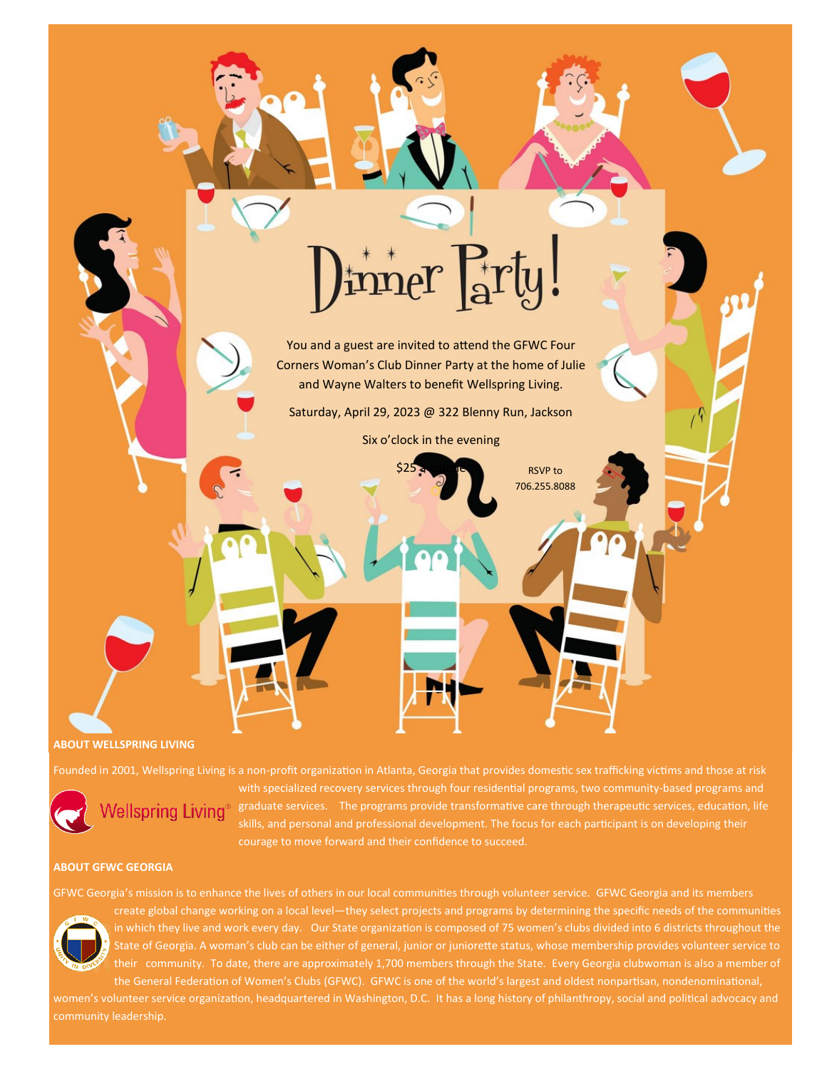# Dinner Party!

You and a guest are invited to attend the GFWC Four Corners Woman's Club Dinner Party at the home of Julie and Wayne Walters to benefit Wellspring Living.

Saturday, April 29, 2023 @ 322 Blenny Run, Jackson

Six o'clock in the evening

$25

RSVP to 706.255.8088

**ABOUT WELLSPRING LIVING**

Founded in 2001, Wellspring Living is a non-profit organization in Atlanta, Georgia that provides domestic sex trafficking victims and those at risk with specialized recovery services through four residential programs, two community-based programs and graduate services. The programs provide transformative care through therapeutic services, education, life skills, and personal and professional development. The focus for each participant is on developing their courage to move forward and their confidence to succeed.

**ABOUT GFWC GEORGIA**

GFWC Georgia's mission is to enhance the lives of others in our local communities through volunteer service. GFWC Georgia and its members create global change working on a local level—they select projects and programs by determining the specific needs of the communities in which they live and work every day. Our State organization is composed of 75 women's clubs divided into 6 districts throughout the State of Georgia. A woman's club can be either of general, junior or juniorette status, whose membership provides volunteer service to their community. To date, there are approximately 1,700 members through the State. Every Georgia clubwoman is also a member of the General Federation of Women's Clubs (GFWC). GFWC is one of the world's largest and oldest nonpartisan, nondenominational, women's volunteer service organization, headquartered in Washington, D.C. It has a long history of philanthropy, social and political advocacy and community leadership.